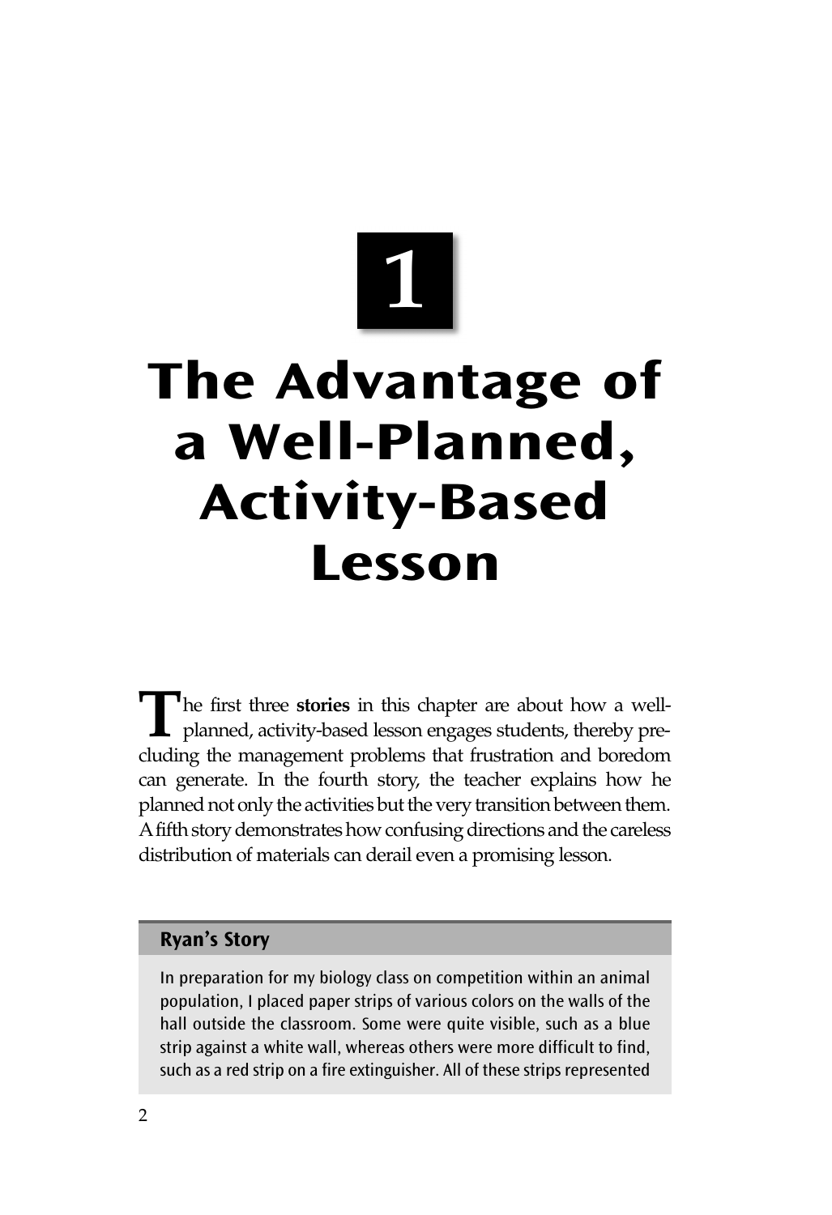# 1

# The Advantage of a Well-Planned, Activity-Based Lesson

The first three **stories** in this chapter are about how a well-planned, activity-based lesson engages students, thereby precluding the management problems that frustration and boredom can generate. In the fourth story, the teacher explains how he planned not only the activities but the very transition between them. A fifth story demonstrates how confusing directions and the careless distribution of materials can derail even a promising lesson.

## Ryan's Story

In preparation for my biology class on competition within an animal population, I placed paper strips of various colors on the walls of the hall outside the classroom. Some were quite visible, such as a blue strip against a white wall, whereas others were more difficult to find, such as a red strip on a fire extinguisher. All of these strips represented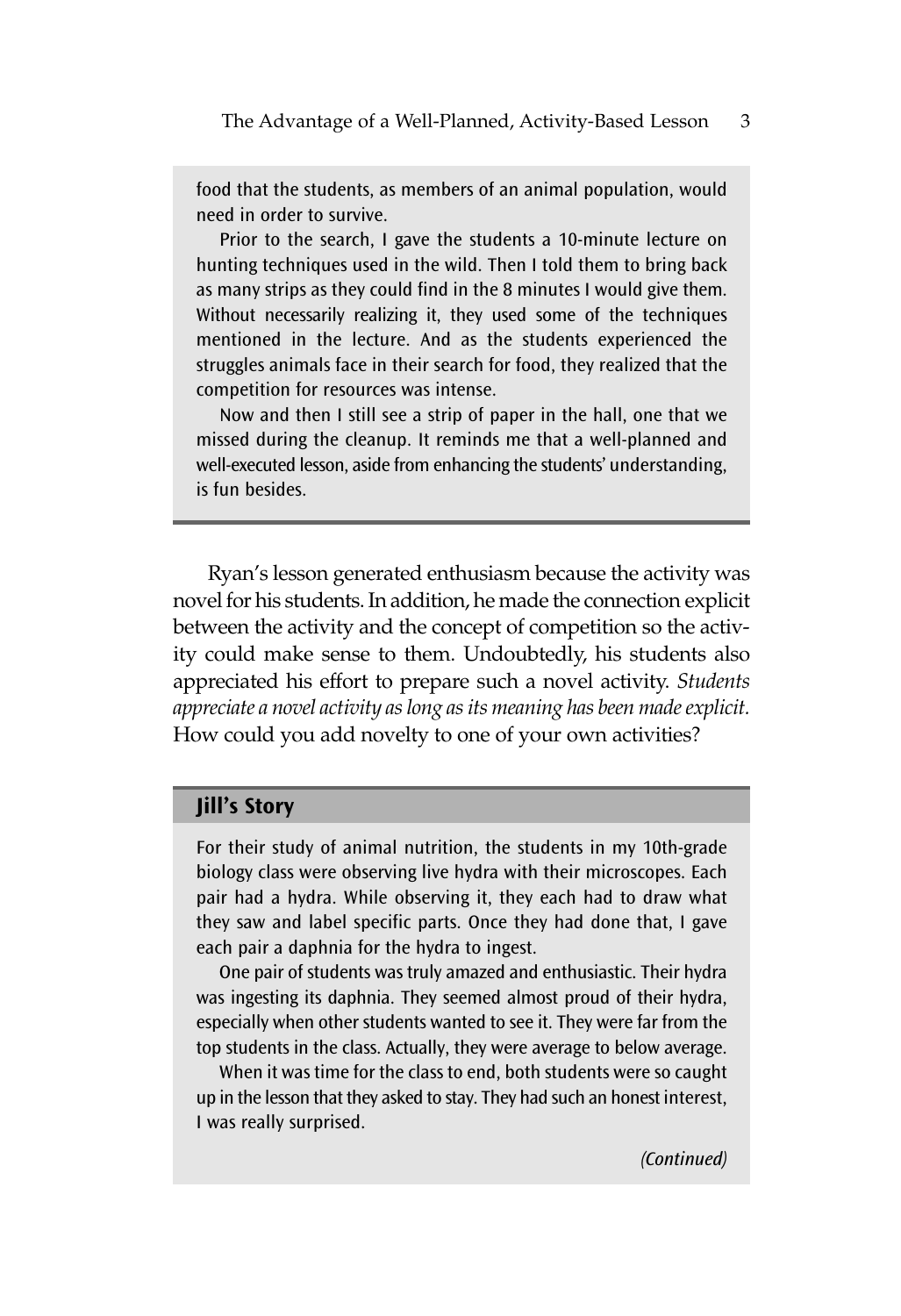food that the students, as members of an animal population, would need in order to survive.

Prior to the search, I gave the students a 10-minute lecture on hunting techniques used in the wild. Then I told them to bring back as many strips as they could find in the 8 minutes I would give them. Without necessarily realizing it, they used some of the techniques mentioned in the lecture. And as the students experienced the struggles animals face in their search for food, they realized that the competition for resources was intense.

Now and then I still see a strip of paper in the hall, one that we missed during the cleanup. It reminds me that a well-planned and well-executed lesson, aside from enhancing the students' understanding, is fun besides.

---

Ryan's lesson generated enthusiasm because the activity was novel for his students. In addition, he made the connection explicit between the activity and the concept of competition so the activity could make sense to them. Undoubtedly, his students also appreciated his effort to prepare such a novel activity. *Students appreciate a novel activity as long as its meaning has been made explicit.* How could you add novelty to one of your own activities?

## Jill's Story

For their study of animal nutrition, the students in my 10th-grade biology class were observing live hydra with their microscopes. Each pair had a hydra. While observing it, they each had to draw what they saw and label specific parts. Once they had done that, I gave each pair a daphnia for the hydra to ingest.

One pair of students was truly amazed and enthusiastic. Their hydra was ingesting its daphnia. They seemed almost proud of their hydra, especially when other students wanted to see it. They were far from the top students in the class. Actually, they were average to below average.

When it was time for the class to end, both students were so caught up in the lesson that they asked to stay. They had such an honest interest, I was really surprised.

*(Continued)*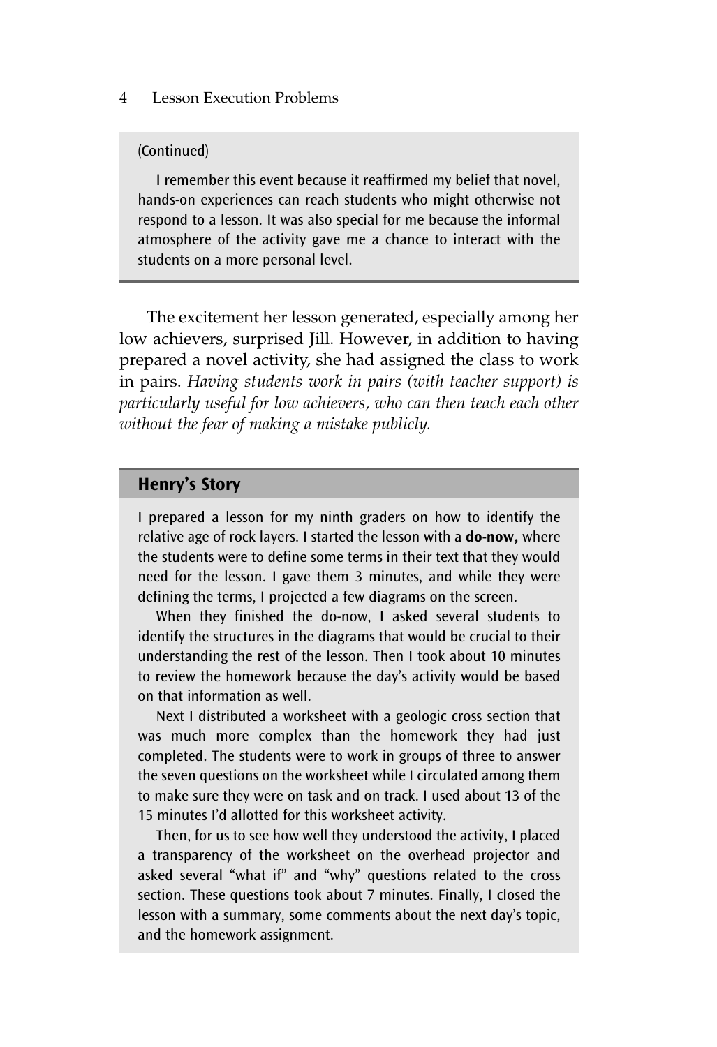(Continued)

I remember this event because it reaffirmed my belief that novel, hands-on experiences can reach students who might otherwise not respond to a lesson. It was also special for me because the informal atmosphere of the activity gave me a chance to interact with the students on a more personal level.

The excitement her lesson generated, especially among her low achievers, surprised Jill. However, in addition to having prepared a novel activity, she had assigned the class to work in pairs. *Having students work in pairs (with teacher support) is particularly useful for low achievers, who can then teach each other without the fear of making a mistake publicly.*

## Henry's Story

I prepared a lesson for my ninth graders on how to identify the relative age of rock layers. I started the lesson with a **do-now,** where the students were to define some terms in their text that they would need for the lesson. I gave them 3 minutes, and while they were defining the terms, I projected a few diagrams on the screen.

When they finished the do-now, I asked several students to identify the structures in the diagrams that would be crucial to their understanding the rest of the lesson. Then I took about 10 minutes to review the homework because the day's activity would be based on that information as well.

Next I distributed a worksheet with a geologic cross section that was much more complex than the homework they had just completed. The students were to work in groups of three to answer the seven questions on the worksheet while I circulated among them to make sure they were on task and on track. I used about 13 of the 15 minutes I'd allotted for this worksheet activity.

Then, for us to see how well they understood the activity, I placed a transparency of the worksheet on the overhead projector and asked several "what if" and "why" questions related to the cross section. These questions took about 7 minutes. Finally, I closed the lesson with a summary, some comments about the next day's topic, and the homework assignment.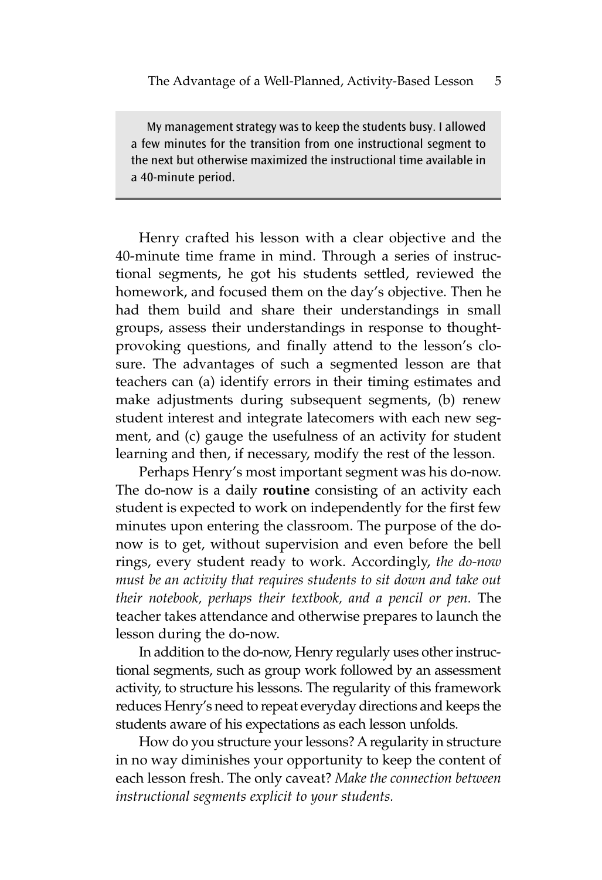> My management strategy was to keep the students busy. I allowed a few minutes for the transition from one instructional segment to the next but otherwise maximized the instructional time available in a 40-minute period.

Henry crafted his lesson with a clear objective and the 40-minute time frame in mind. Through a series of instructional segments, he got his students settled, reviewed the homework, and focused them on the day's objective. Then he had them build and share their understandings in small groups, assess their understandings in response to thought-provoking questions, and finally attend to the lesson's closure. The advantages of such a segmented lesson are that teachers can (a) identify errors in their timing estimates and make adjustments during subsequent segments, (b) renew student interest and integrate latecomers with each new segment, and (c) gauge the usefulness of an activity for student learning and then, if necessary, modify the rest of the lesson.

Perhaps Henry's most important segment was his do-now. The do-now is a daily **routine** consisting of an activity each student is expected to work on independently for the first few minutes upon entering the classroom. The purpose of the do-now is to get, without supervision and even before the bell rings, every student ready to work. Accordingly, *the do-now must be an activity that requires students to sit down and take out their notebook, perhaps their textbook, and a pencil or pen.* The teacher takes attendance and otherwise prepares to launch the lesson during the do-now.

In addition to the do-now, Henry regularly uses other instructional segments, such as group work followed by an assessment activity, to structure his lessons. The regularity of this framework reduces Henry's need to repeat everyday directions and keeps the students aware of his expectations as each lesson unfolds.

How do you structure your lessons? A regularity in structure in no way diminishes your opportunity to keep the content of each lesson fresh. The only caveat? *Make the connection between instructional segments explicit to your students.*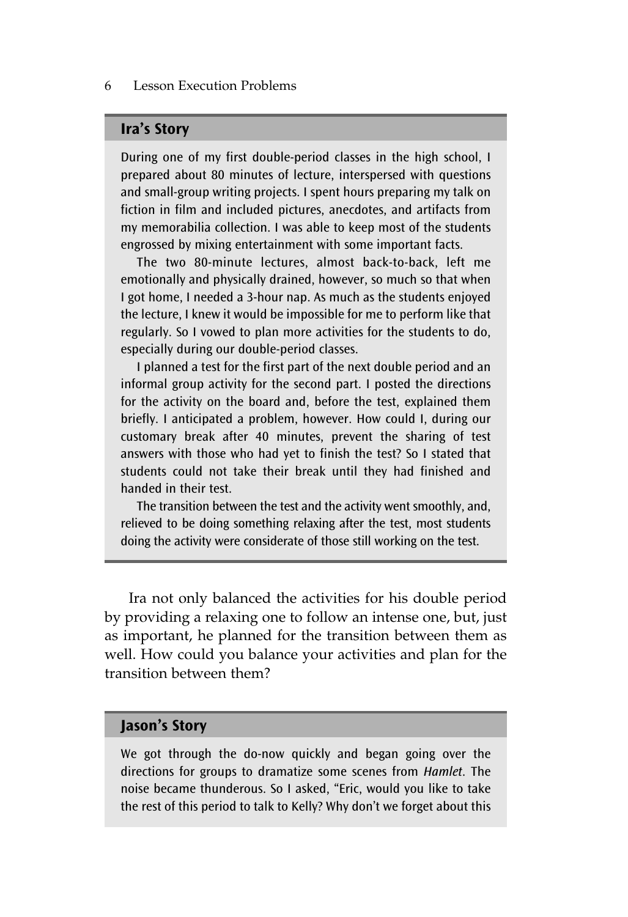### Ira's Story

During one of my first double-period classes in the high school, I prepared about 80 minutes of lecture, interspersed with questions and small-group writing projects. I spent hours preparing my talk on fiction in film and included pictures, anecdotes, and artifacts from my memorabilia collection. I was able to keep most of the students engrossed by mixing entertainment with some important facts.

The two 80-minute lectures, almost back-to-back, left me emotionally and physically drained, however, so much so that when I got home, I needed a 3-hour nap. As much as the students enjoyed the lecture, I knew it would be impossible for me to perform like that regularly. So I vowed to plan more activities for the students to do, especially during our double-period classes.

I planned a test for the first part of the next double period and an informal group activity for the second part. I posted the directions for the activity on the board and, before the test, explained them briefly. I anticipated a problem, however. How could I, during our customary break after 40 minutes, prevent the sharing of test answers with those who had yet to finish the test? So I stated that students could not take their break until they had finished and handed in their test.

The transition between the test and the activity went smoothly, and, relieved to be doing something relaxing after the test, most students doing the activity were considerate of those still working on the test.

Ira not only balanced the activities for his double period by providing a relaxing one to follow an intense one, but, just as important, he planned for the transition between them as well. How could you balance your activities and plan for the transition between them?

### Jason's Story

We got through the do-now quickly and began going over the directions for groups to dramatize some scenes from *Hamlet*. The noise became thunderous. So I asked, "Eric, would you like to take the rest of this period to talk to Kelly? Why don't we forget about this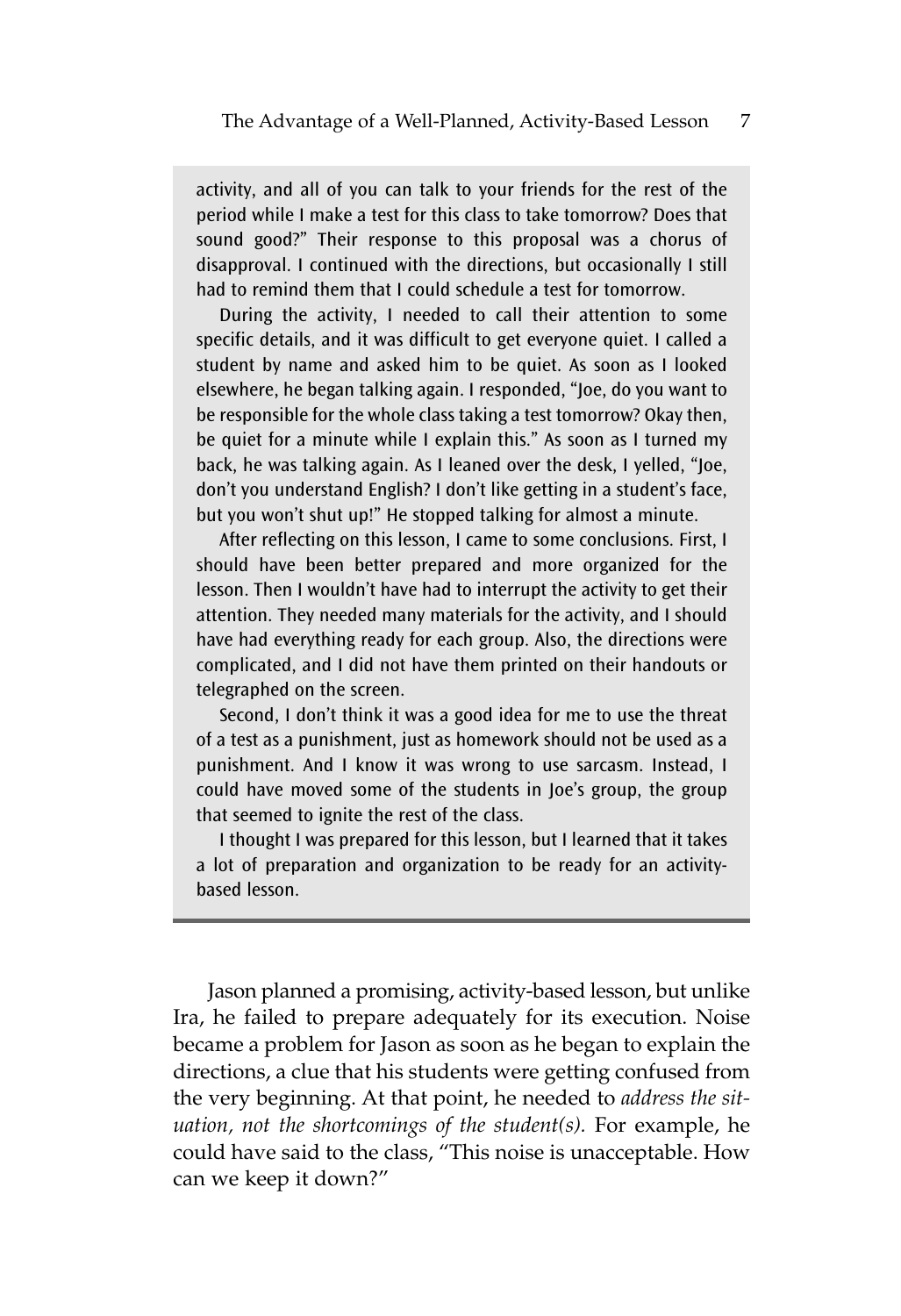activity, and all of you can talk to your friends for the rest of the period while I make a test for this class to take tomorrow? Does that sound good?" Their response to this proposal was a chorus of disapproval. I continued with the directions, but occasionally I still had to remind them that I could schedule a test for tomorrow.

During the activity, I needed to call their attention to some specific details, and it was difficult to get everyone quiet. I called a student by name and asked him to be quiet. As soon as I looked elsewhere, he began talking again. I responded, "Joe, do you want to be responsible for the whole class taking a test tomorrow? Okay then, be quiet for a minute while I explain this." As soon as I turned my back, he was talking again. As I leaned over the desk, I yelled, "Joe, don't you understand English? I don't like getting in a student's face, but you won't shut up!" He stopped talking for almost a minute.

After reflecting on this lesson, I came to some conclusions. First, I should have been better prepared and more organized for the lesson. Then I wouldn't have had to interrupt the activity to get their attention. They needed many materials for the activity, and I should have had everything ready for each group. Also, the directions were complicated, and I did not have them printed on their handouts or telegraphed on the screen.

Second, I don't think it was a good idea for me to use the threat of a test as a punishment, just as homework should not be used as a punishment. And I know it was wrong to use sarcasm. Instead, I could have moved some of the students in Joe's group, the group that seemed to ignite the rest of the class.

I thought I was prepared for this lesson, but I learned that it takes a lot of preparation and organization to be ready for an activity-based lesson.

---

Jason planned a promising, activity-based lesson, but unlike Ira, he failed to prepare adequately for its execution. Noise became a problem for Jason as soon as he began to explain the directions, a clue that his students were getting confused from the very beginning. At that point, he needed to *address the situation, not the shortcomings of the student(s).* For example, he could have said to the class, "This noise is unacceptable. How can we keep it down?"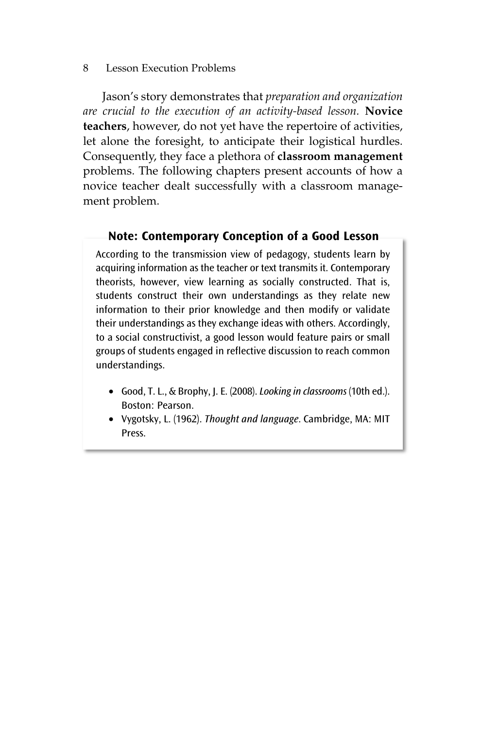Jason's story demonstrates that *preparation and organization are crucial to the execution of an activity-based lesson.* **Novice teachers**, however, do not yet have the repertoire of activities, let alone the foresight, to anticipate their logistical hurdles. Consequently, they face a plethora of **classroom management** problems. The following chapters present accounts of how a novice teacher dealt successfully with a classroom management problem.

### Note: Contemporary Conception of a Good Lesson

According to the transmission view of pedagogy, students learn by acquiring information as the teacher or text transmits it. Contemporary theorists, however, view learning as socially constructed. That is, students construct their own understandings as they relate new information to their prior knowledge and then modify or validate their understandings as they exchange ideas with others. Accordingly, to a social constructivist, a good lesson would feature pairs or small groups of students engaged in reflective discussion to reach common understandings.

- Good, T. L., & Brophy, J. E. (2008). *Looking in classrooms* (10th ed.). Boston: Pearson.
- Vygotsky, L. (1962). *Thought and language*. Cambridge, MA: MIT Press.